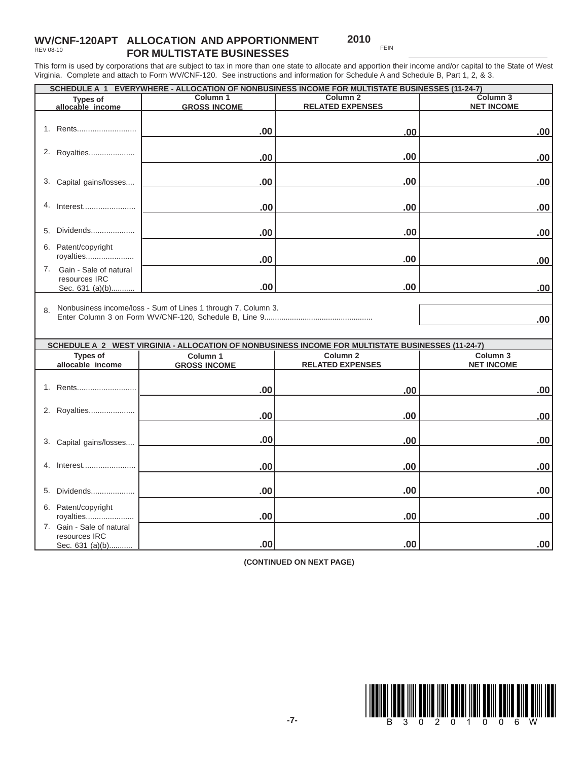# WV/CNF-120APT ALLOCATION AND APPORTIONMENT FOR MULTISTATE BUSINESSES

REV 08-10

**2010**

FEIN ______________________

This form is used by corporations that are subject to tax in more than one state to allocate and apportion their income and/or capital to the State of West Virginia. Complete and attach to Form WV/CNF-120. See instructions and information for Schedule A and Schedule B, Part 1, 2, & 3.

**SCHEDULE A 1 EVERYWHERE - ALLOCATION OF NONBUSINESS INCOME FOR MULTISTATE BUSINESSES (11-24-7)**

| Types of allocable income | Column 1 GROSS INCOME | Column 2 RELATED EXPENSES | Column 3 NET INCOME |
|---|---|---|---|
| 1. Rents........................... | .00 | .00 | .00 |
| 2. Royalties..................... | .00 | .00 | .00 |
| 3. Capital gains/losses.... | .00 | .00 | .00 |
| 4. Interest........................ | .00 | .00 | .00 |
| 5. Dividends.................... | .00 | .00 | .00 |
| 6. Patent/copyright royalties...................... | .00 | .00 | .00 |
| 7. Gain - Sale of natural resources IRC Sec. 631 (a)(b)........... | .00 | .00 | .00 |

8. Nonbusiness income/loss - Sum of Lines 1 through 7, Column 3. Enter Column 3 on Form WV/CNF-120, Schedule B, Line 9.................................................. .00

**SCHEDULE A 2 WEST VIRGINIA - ALLOCATION OF NONBUSINESS INCOME FOR MULTISTATE BUSINESSES (11-24-7)**

| Types of allocable income | Column 1 GROSS INCOME | Column 2 RELATED EXPENSES | Column 3 NET INCOME |
|---|---|---|---|
| 1. Rents........................... | .00 | .00 | .00 |
| 2. Royalties..................... | .00 | .00 | .00 |
| 3. Capital gains/losses.... | .00 | .00 | .00 |
| 4. Interest........................ | .00 | .00 | .00 |
| 5. Dividends.................... | .00 | .00 | .00 |
| 6. Patent/copyright royalties...................... | .00 | .00 | .00 |
| 7. Gain - Sale of natural resources IRC Sec. 631 (a)(b)........... | .00 | .00 | .00 |

**(CONTINUED ON NEXT PAGE)**

B 3 0 2 0 1 0 0 6 W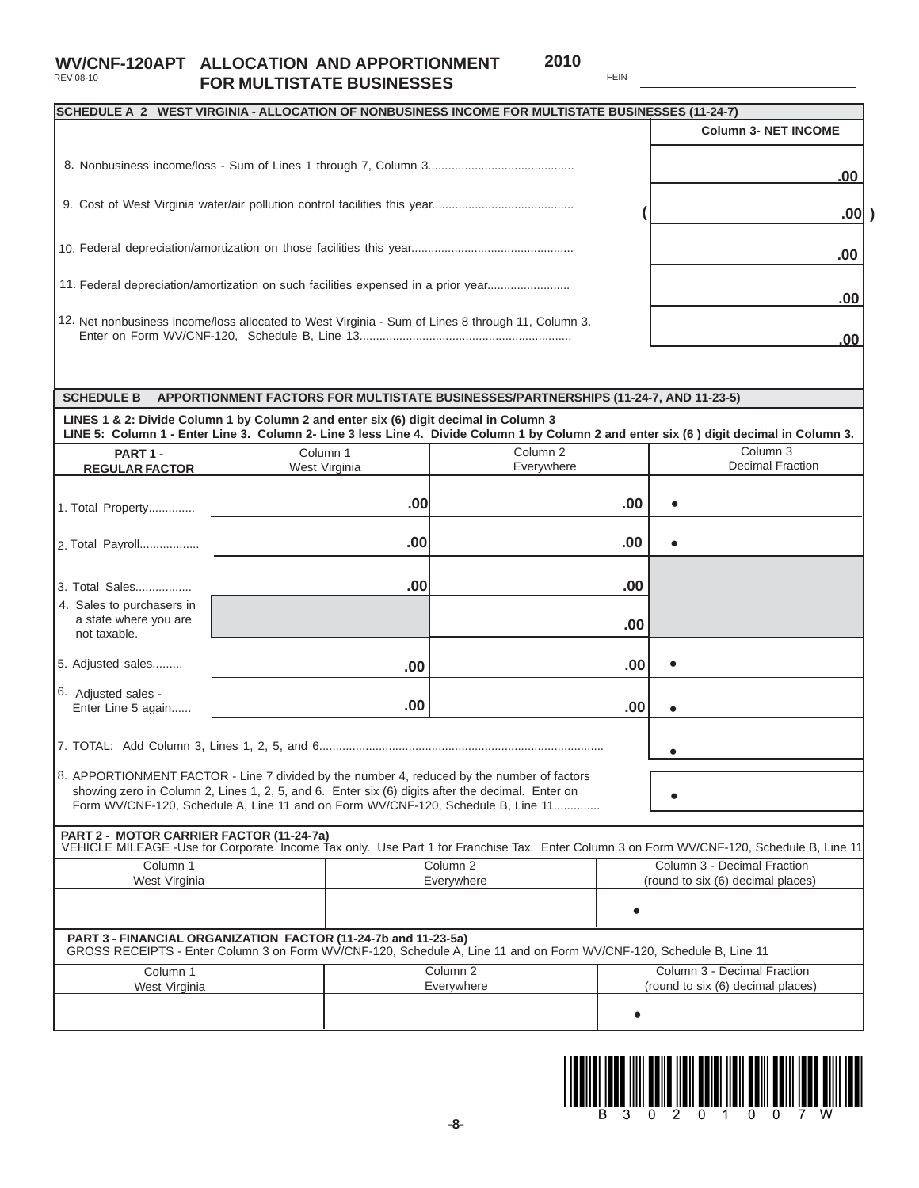# WV/CNF-120APT ALLOCATION AND APPORTIONMENT FOR MULTISTATE BUSINESSES

REV 08-10

2010

FEIN ______________________

## SCHEDULE A 2 WEST VIRGINIA - ALLOCATION OF NONBUSINESS INCOME FOR MULTISTATE BUSINESSES (11-24-7)

| | Column 3- NET INCOME |
|---|---|
| 8. Nonbusiness income/loss - Sum of Lines 1 through 7, Column 3 | .00 |
| 9. Cost of West Virginia water/air pollution control facilities this year | ( .00 ) |
| 10. Federal depreciation/amortization on those facilities this year | .00 |
| 11. Federal depreciation/amortization on such facilities expensed in a prior year | .00 |
| 12. Net nonbusiness income/loss allocated to West Virginia - Sum of Lines 8 through 11, Column 3. Enter on Form WV/CNF-120, Schedule B, Line 13 | .00 |

## SCHEDULE B APPORTIONMENT FACTORS FOR MULTISTATE BUSINESSES/PARTNERSHIPS (11-24-7, AND 11-23-5)

**LINES 1 & 2: Divide Column 1 by Column 2 and enter six (6) digit decimal in Column 3**
**LINE 5: Column 1 - Enter Line 3. Column 2- Line 3 less Line 4. Divide Column 1 by Column 2 and enter six (6 ) digit decimal in Column 3.**

| PART 1 - REGULAR FACTOR | Column 1 West Virginia | Column 2 Everywhere | Column 3 Decimal Fraction |
|---|---|---|---|
| 1. Total Property | .00 | .00 | • |
| 2. Total Payroll | .00 | .00 | • |
| 3. Total Sales | .00 | .00 | |
| 4. Sales to purchasers in a state where you are not taxable. | | .00 | |
| 5. Adjusted sales | .00 | .00 | • |
| 6. Adjusted sales - Enter Line 5 again | .00 | .00 | • |
| 7. TOTAL: Add Column 3, Lines 1, 2, 5, and 6 | | | • |
| 8. APPORTIONMENT FACTOR - Line 7 divided by the number 4, reduced by the number of factors showing zero in Column 2, Lines 1, 2, 5, and 6. Enter six (6) digits after the decimal. Enter on Form WV/CNF-120, Schedule A, Line 11 and on Form WV/CNF-120, Schedule B, Line 11 | | | • |

**PART 2 - MOTOR CARRIER FACTOR (11-24-7a)**
VEHICLE MILEAGE -Use for Corporate Income Tax only. Use Part 1 for Franchise Tax. Enter Column 3 on Form WV/CNF-120, Schedule B, Line 11

| Column 1 West Virginia | Column 2 Everywhere | Column 3 - Decimal Fraction (round to six (6) decimal places) |
|---|---|---|
| | | • |

**PART 3 - FINANCIAL ORGANIZATION FACTOR (11-24-7b and 11-23-5a)**
GROSS RECEIPTS - Enter Column 3 on Form WV/CNF-120, Schedule A, Line 11 and on Form WV/CNF-120, Schedule B, Line 11

| Column 1 West Virginia | Column 2 Everywhere | Column 3 - Decimal Fraction (round to six (6) decimal places) |
|---|---|---|
| | | • |

B 3 0 2 0 1 0 0 7 W